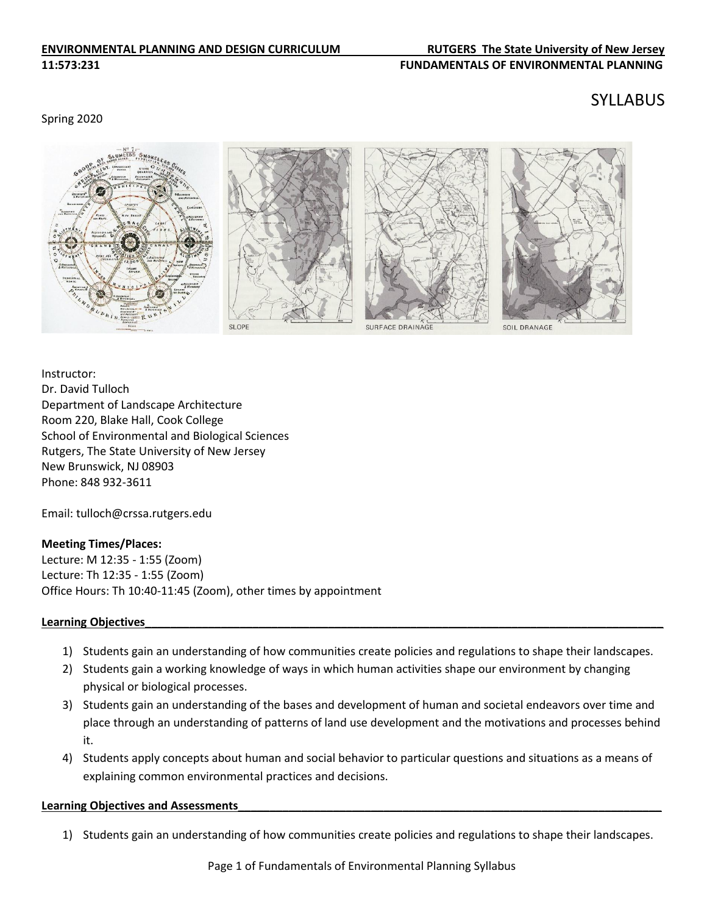**ENVIRONMENTAL PLANNING AND DESIGN CURRICULUM** **RUTGERS The State University of New Jersey**
**11:573:231** **FUNDAMENTALS OF ENVIRONMENTAL PLANNING**

# SYLLABUS

Spring 2020

Instructor:
Dr. David Tulloch
Department of Landscape Architecture
Room 220, Blake Hall, Cook College
School of Environmental and Biological Sciences
Rutgers, The State University of New Jersey
New Brunswick, NJ 08903
Phone: 848 932-3611

Email: tulloch@crssa.rutgers.edu

**Meeting Times/Places:**
Lecture: M 12:35 - 1:55 (Zoom)
Lecture: Th 12:35 - 1:55 (Zoom)
Office Hours: Th 10:40-11:45 (Zoom), other times by appointment

## Learning Objectives

1) Students gain an understanding of how communities create policies and regulations to shape their landscapes.
2) Students gain a working knowledge of ways in which human activities shape our environment by changing physical or biological processes.
3) Students gain an understanding of the bases and development of human and societal endeavors over time and place through an understanding of patterns of land use development and the motivations and processes behind it.
4) Students apply concepts about human and social behavior to particular questions and situations as a means of explaining common environmental practices and decisions.

## Learning Objectives and Assessments

1) Students gain an understanding of how communities create policies and regulations to shape their landscapes.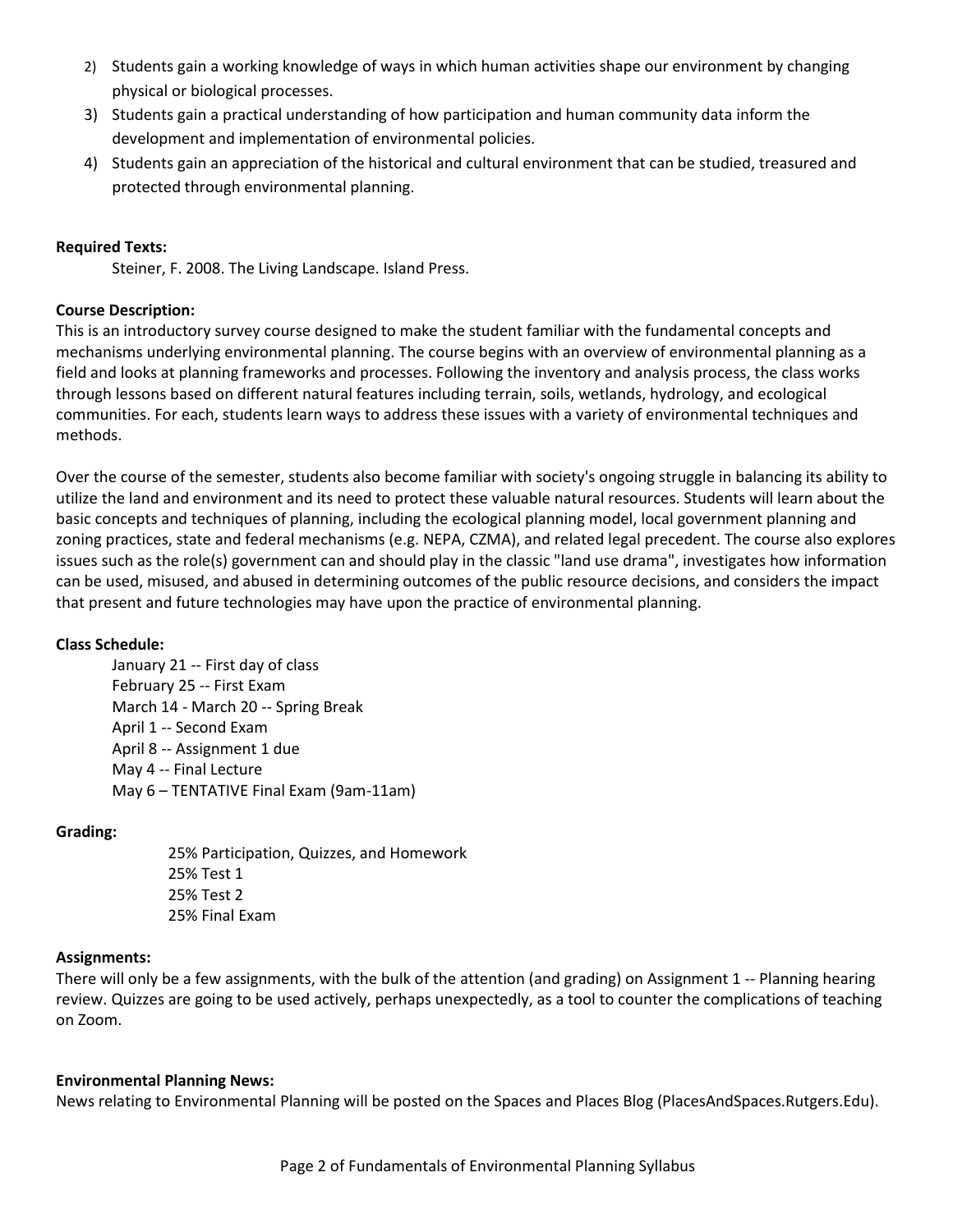2) Students gain a working knowledge of ways in which human activities shape our environment by changing physical or biological processes.
3) Students gain a practical understanding of how participation and human community data inform the development and implementation of environmental policies.
4) Students gain an appreciation of the historical and cultural environment that can be studied, treasured and protected through environmental planning.

**Required Texts:**

Steiner, F. 2008. The Living Landscape. Island Press.

**Course Description:**

This is an introductory survey course designed to make the student familiar with the fundamental concepts and mechanisms underlying environmental planning. The course begins with an overview of environmental planning as a field and looks at planning frameworks and processes. Following the inventory and analysis process, the class works through lessons based on different natural features including terrain, soils, wetlands, hydrology, and ecological communities. For each, students learn ways to address these issues with a variety of environmental techniques and methods.

Over the course of the semester, students also become familiar with society's ongoing struggle in balancing its ability to utilize the land and environment and its need to protect these valuable natural resources. Students will learn about the basic concepts and techniques of planning, including the ecological planning model, local government planning and zoning practices, state and federal mechanisms (e.g. NEPA, CZMA), and related legal precedent. The course also explores issues such as the role(s) government can and should play in the classic "land use drama", investigates how information can be used, misused, and abused in determining outcomes of the public resource decisions, and considers the impact that present and future technologies may have upon the practice of environmental planning.

**Class Schedule:**

January 21 -- First day of class
February 25 -- First Exam
March 14 - March 20 -- Spring Break
April 1 -- Second Exam
April 8 -- Assignment 1 due
May 4 -- Final Lecture
May 6 – TENTATIVE Final Exam (9am-11am)

**Grading:**

25% Participation, Quizzes, and Homework
25% Test 1
25% Test 2
25% Final Exam

**Assignments:**

There will only be a few assignments, with the bulk of the attention (and grading) on Assignment 1 -- Planning hearing review. Quizzes are going to be used actively, perhaps unexpectedly, as a tool to counter the complications of teaching on Zoom.

**Environmental Planning News:**

News relating to Environmental Planning will be posted on the Spaces and Places Blog (PlacesAndSpaces.Rutgers.Edu).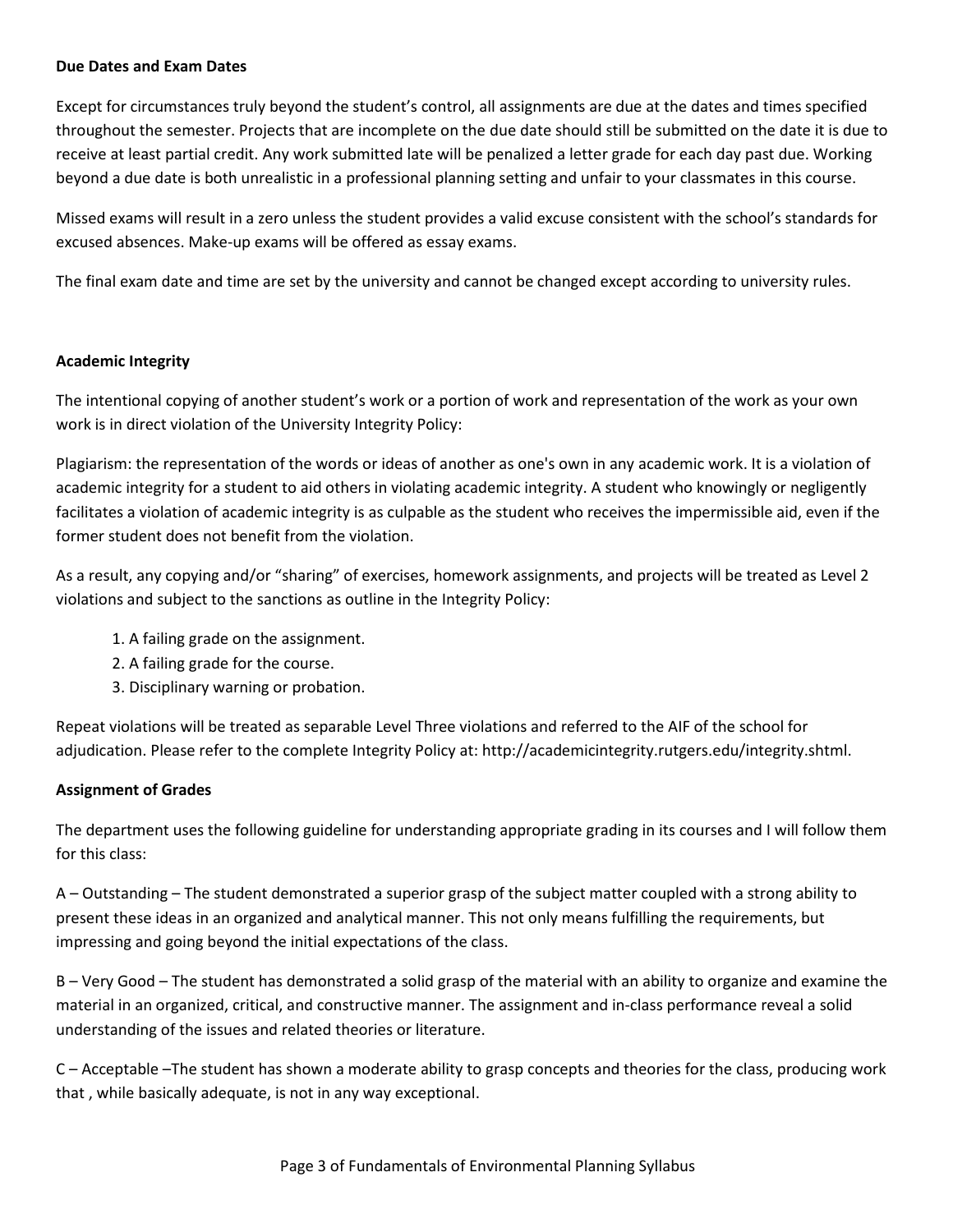**Due Dates and Exam Dates**

Except for circumstances truly beyond the student's control, all assignments are due at the dates and times specified throughout the semester. Projects that are incomplete on the due date should still be submitted on the date it is due to receive at least partial credit. Any work submitted late will be penalized a letter grade for each day past due. Working beyond a due date is both unrealistic in a professional planning setting and unfair to your classmates in this course.

Missed exams will result in a zero unless the student provides a valid excuse consistent with the school's standards for excused absences. Make-up exams will be offered as essay exams.

The final exam date and time are set by the university and cannot be changed except according to university rules.

**Academic Integrity**

The intentional copying of another student's work or a portion of work and representation of the work as your own work is in direct violation of the University Integrity Policy:

Plagiarism: the representation of the words or ideas of another as one's own in any academic work. It is a violation of academic integrity for a student to aid others in violating academic integrity. A student who knowingly or negligently facilitates a violation of academic integrity is as culpable as the student who receives the impermissible aid, even if the former student does not benefit from the violation.

As a result, any copying and/or "sharing" of exercises, homework assignments, and projects will be treated as Level 2 violations and subject to the sanctions as outline in the Integrity Policy:

1. A failing grade on the assignment.
2. A failing grade for the course.
3. Disciplinary warning or probation.

Repeat violations will be treated as separable Level Three violations and referred to the AIF of the school for adjudication. Please refer to the complete Integrity Policy at: http://academicintegrity.rutgers.edu/integrity.shtml.

**Assignment of Grades**

The department uses the following guideline for understanding appropriate grading in its courses and I will follow them for this class:

A – Outstanding – The student demonstrated a superior grasp of the subject matter coupled with a strong ability to present these ideas in an organized and analytical manner. This not only means fulfilling the requirements, but impressing and going beyond the initial expectations of the class.

B – Very Good – The student has demonstrated a solid grasp of the material with an ability to organize and examine the material in an organized, critical, and constructive manner. The assignment and in-class performance reveal a solid understanding of the issues and related theories or literature.

C – Acceptable –The student has shown a moderate ability to grasp concepts and theories for the class, producing work that , while basically adequate, is not in any way exceptional.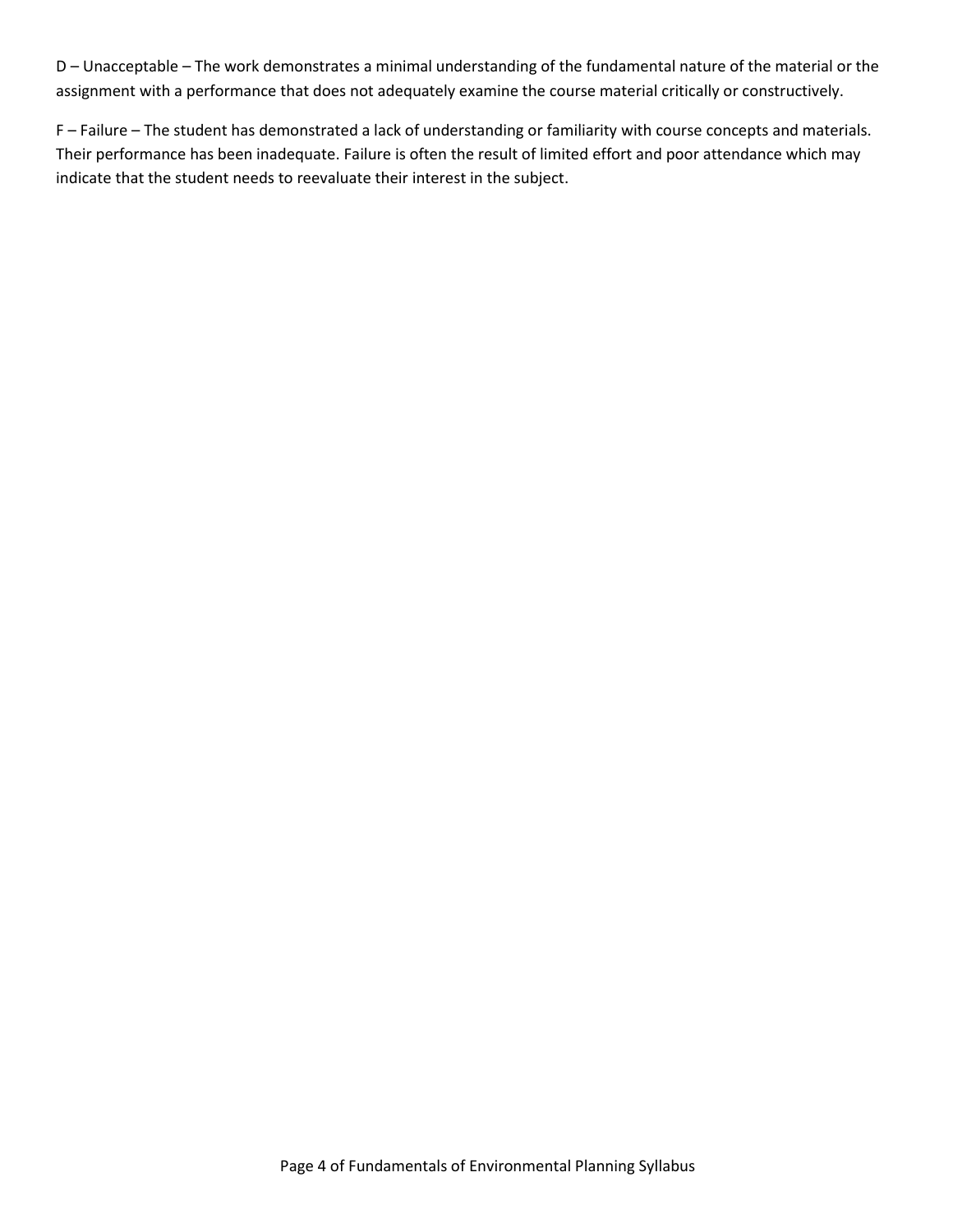D – Unacceptable – The work demonstrates a minimal understanding of the fundamental nature of the material or the assignment with a performance that does not adequately examine the course material critically or constructively.

F – Failure – The student has demonstrated a lack of understanding or familiarity with course concepts and materials. Their performance has been inadequate. Failure is often the result of limited effort and poor attendance which may indicate that the student needs to reevaluate their interest in the subject.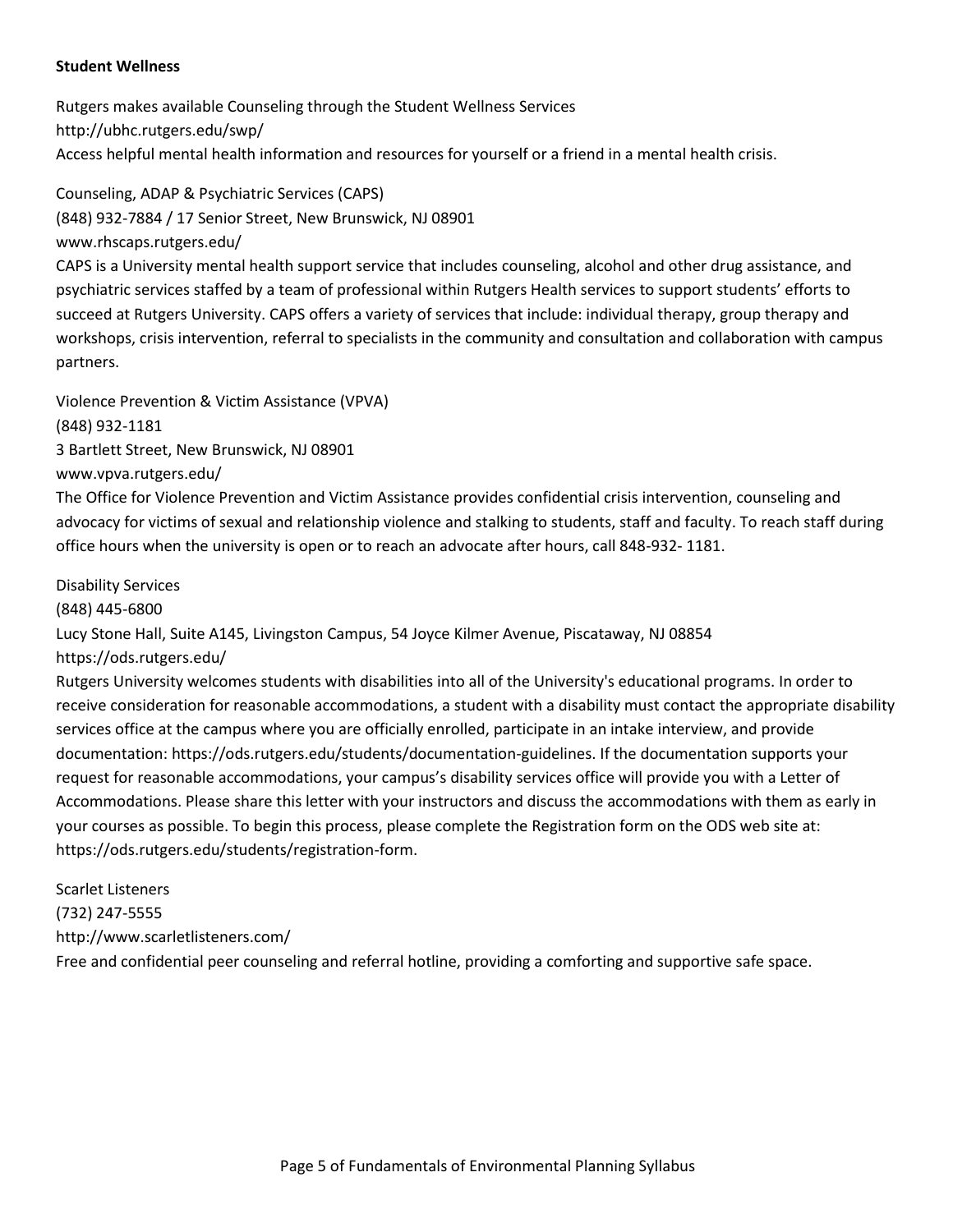**Student Wellness**

Rutgers makes available Counseling through the Student Wellness Services
http://ubhc.rutgers.edu/swp/
Access helpful mental health information and resources for yourself or a friend in a mental health crisis.

Counseling, ADAP & Psychiatric Services (CAPS)
(848) 932-7884 / 17 Senior Street, New Brunswick, NJ 08901
www.rhscaps.rutgers.edu/
CAPS is a University mental health support service that includes counseling, alcohol and other drug assistance, and psychiatric services staffed by a team of professional within Rutgers Health services to support students' efforts to succeed at Rutgers University. CAPS offers a variety of services that include: individual therapy, group therapy and workshops, crisis intervention, referral to specialists in the community and consultation and collaboration with campus partners.

Violence Prevention & Victim Assistance (VPVA)
(848) 932-1181
3 Bartlett Street, New Brunswick, NJ 08901
www.vpva.rutgers.edu/
The Office for Violence Prevention and Victim Assistance provides confidential crisis intervention, counseling and advocacy for victims of sexual and relationship violence and stalking to students, staff and faculty. To reach staff during office hours when the university is open or to reach an advocate after hours, call 848-932- 1181.

Disability Services
(848) 445-6800
Lucy Stone Hall, Suite A145, Livingston Campus, 54 Joyce Kilmer Avenue, Piscataway, NJ 08854
https://ods.rutgers.edu/
Rutgers University welcomes students with disabilities into all of the University's educational programs. In order to receive consideration for reasonable accommodations, a student with a disability must contact the appropriate disability services office at the campus where you are officially enrolled, participate in an intake interview, and provide documentation: https://ods.rutgers.edu/students/documentation-guidelines. If the documentation supports your request for reasonable accommodations, your campus's disability services office will provide you with a Letter of Accommodations. Please share this letter with your instructors and discuss the accommodations with them as early in your courses as possible. To begin this process, please complete the Registration form on the ODS web site at: https://ods.rutgers.edu/students/registration-form.

Scarlet Listeners
(732) 247-5555
http://www.scarletlisteners.com/
Free and confidential peer counseling and referral hotline, providing a comforting and supportive safe space.